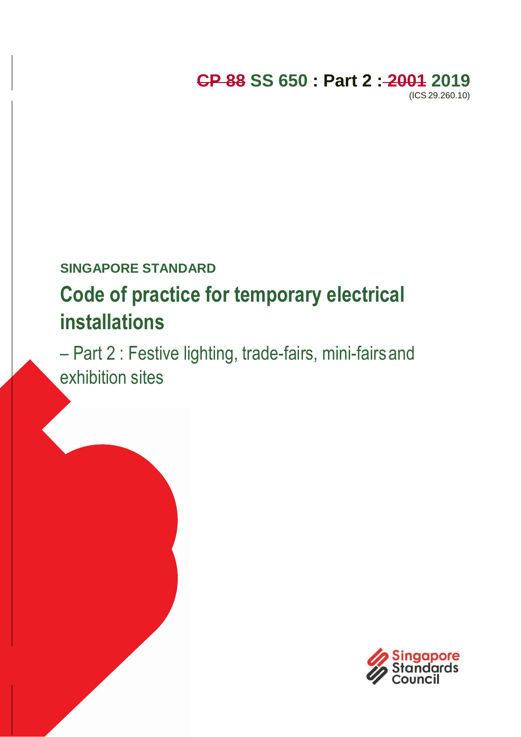~~CP 88~~ **SS 650 : Part 2 : ~~2001~~ 2019**

(ICS 29.260.10)

**SINGAPORE STANDARD**

# Code of practice for temporary electrical installations

– Part 2 : Festive lighting, trade-fairs, mini-fairs and exhibition sites

Singapore Standards Council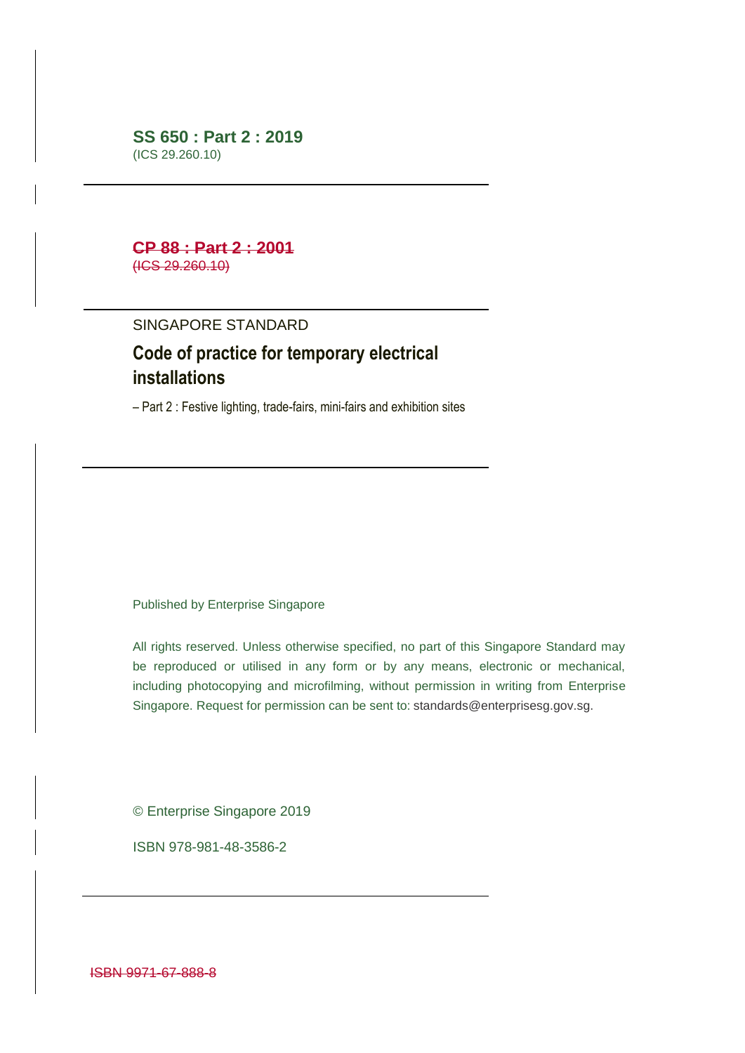**SS 650 : Part 2 : 2019**
(ICS 29.260.10)

---

~~**CP 88 : Part 2 : 2001**~~
~~(ICS 29.260.10)~~

---

SINGAPORE STANDARD

# Code of practice for temporary electrical installations

– Part 2 : Festive lighting, trade-fairs, mini-fairs and exhibition sites

---

Published by Enterprise Singapore

All rights reserved. Unless otherwise specified, no part of this Singapore Standard may be reproduced or utilised in any form or by any means, electronic or mechanical, including photocopying and microfilming, without permission in writing from Enterprise Singapore. Request for permission can be sent to: standards@enterprisesg.gov.sg.

© Enterprise Singapore 2019

ISBN 978-981-48-3586-2

---

~~ISBN 9971-67-888-8~~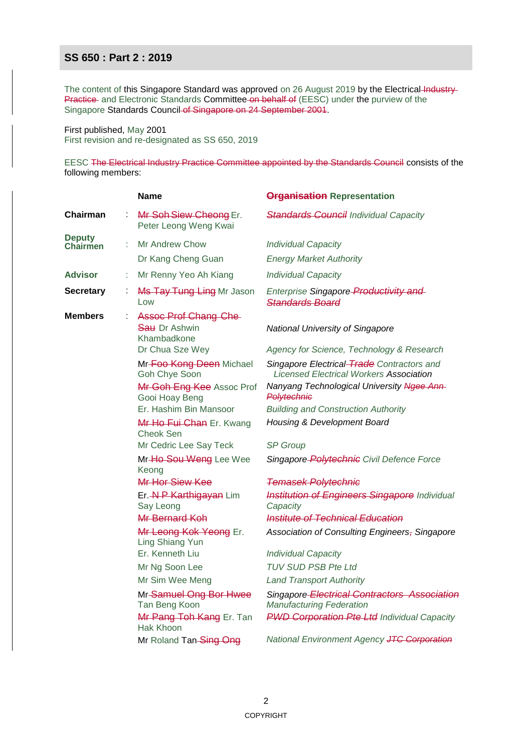The content of this Singapore Standard was approved on 26 August 2019 by the Electrical ~~Industry Practice~~ and Electronic Standards Committee ~~on behalf of~~ (EESC) under the purview of the Singapore Standards Council ~~of Singapore on 24 September 2001~~.

First published, May 2001
First revision and re-designated as SS 650, 2019

EESC ~~The Electrical Industry Practice Committee appointed by the Standards Council~~ consists of the following members:

| | | Name | ~~Organisation~~ Representation |
|---|---|---|---|
| **Chairman** | : | ~~Mr Soh Siew Cheong~~ Er. Peter Leong Weng Kwai | *~~Standards Council~~ Individual Capacity* |
| **Deputy Chairmen** | : | Mr Andrew Chow | *Individual Capacity* |
| | | Dr Kang Cheng Guan | *Energy Market Authority* |
| **Advisor** | : | Mr Renny Yeo Ah Kiang | *Individual Capacity* |
| **Secretary** | : | ~~Ms Tay Tung Ling~~ Mr Jason Low | *Enterprise Singapore ~~Productivity and Standards Board~~* |
| **Members** | : | ~~Assoc Prof Chang Che Sau~~ Dr Ashwin Khambadkone | *National University of Singapore* |
| | | Dr Chua Sze Wey | *Agency for Science, Technology & Research* |
| | | Mr ~~Foo Kong Deen~~ Michael Goh Chye Soon | *Singapore Electrical ~~Trade~~ Contractors and Licensed Electrical Workers Association* |
| | | ~~Mr Goh Eng Kee~~ Assoc Prof Gooi Hoay Beng | *Nanyang Technological University ~~Ngee Ann Polytechnic~~* |
| | | Er. Hashim Bin Mansoor | *Building and Construction Authority* |
| | | ~~Mr Ho Fui Chan~~ Er. Kwang Cheok Sen | *Housing & Development Board* |
| | | Mr Cedric Lee Say Teck | *SP Group* |
| | | Mr ~~Ho Sou Weng~~ Lee Wee Keong | *Singapore ~~Polytechnic~~ Civil Defence Force* |
| | | ~~Mr Hor Siew Kee~~ | *~~Temasek Polytechnic~~* |
| | | Er. ~~N P Karthigayan~~ Lim Say Leong | *~~Institution of Engineers Singapore~~ Individual Capacity* |
| | | ~~Mr Bernard Koh~~ | *~~Institute of Technical Education~~* |
| | | ~~Mr Leong Kok Yeong~~ Er. Ling Shiang Yun | *Association of Consulting Engineers~~,~~ Singapore* |
| | | Er. Kenneth Liu | *Individual Capacity* |
| | | Mr Ng Soon Lee | *TUV SUD PSB Pte Ltd* |
| | | Mr Sim Wee Meng | *Land Transport Authority* |
| | | Mr ~~Samuel Ong Bor Hwee~~ Tan Beng Koon | *Singapore ~~Electrical Contractors Association~~ Manufacturing Federation* |
| | | ~~Mr Pang Toh Kang~~ Er. Tan Hak Khoon | *~~PWD Corporation Pte Ltd~~ Individual Capacity* |
| | | Mr Roland Tan ~~Sing Ong~~ | *National Environment Agency ~~JTC Corporation~~* |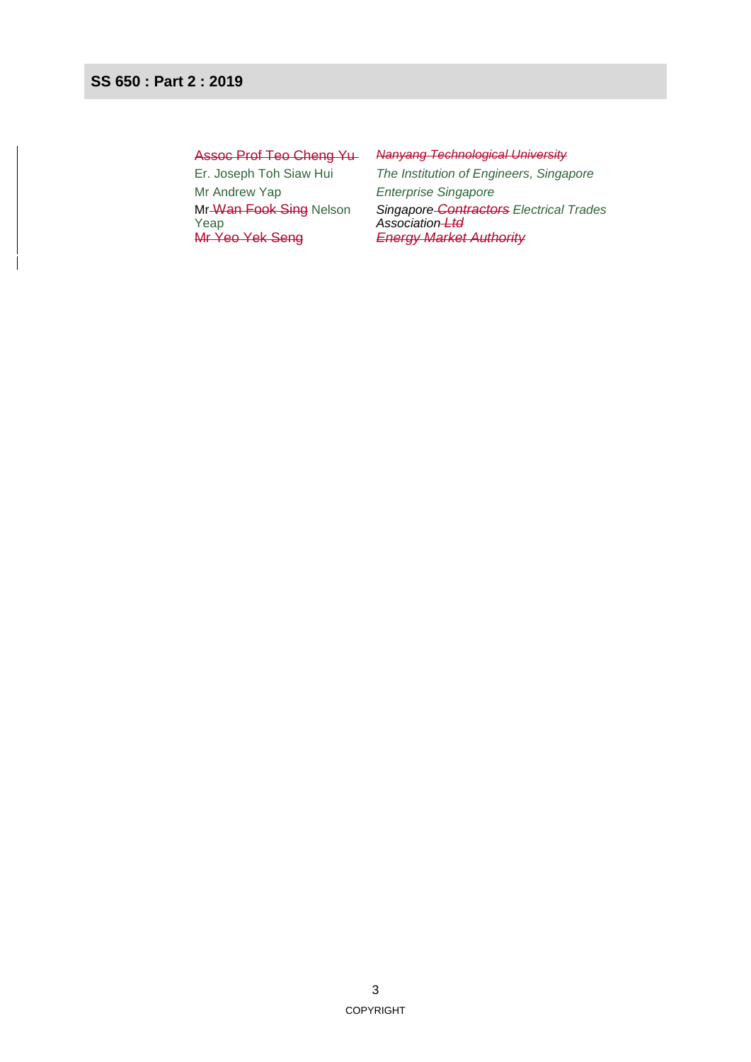| | |
|---|---|
| ~~Assoc Prof Teo Cheng Yu~~ | ~~*Nanyang Technological University*~~ |
| Er. Joseph Toh Siaw Hui | *The Institution of Engineers, Singapore* |
| Mr Andrew Yap | *Enterprise Singapore* |
| Mr ~~Wan Fook Sing~~ Nelson Yeap | *Singapore ~~Contractors~~ Electrical Trades Association ~~Ltd~~* |
| ~~Mr Yeo Yek Seng~~ | ~~*Energy Market Authority*~~ |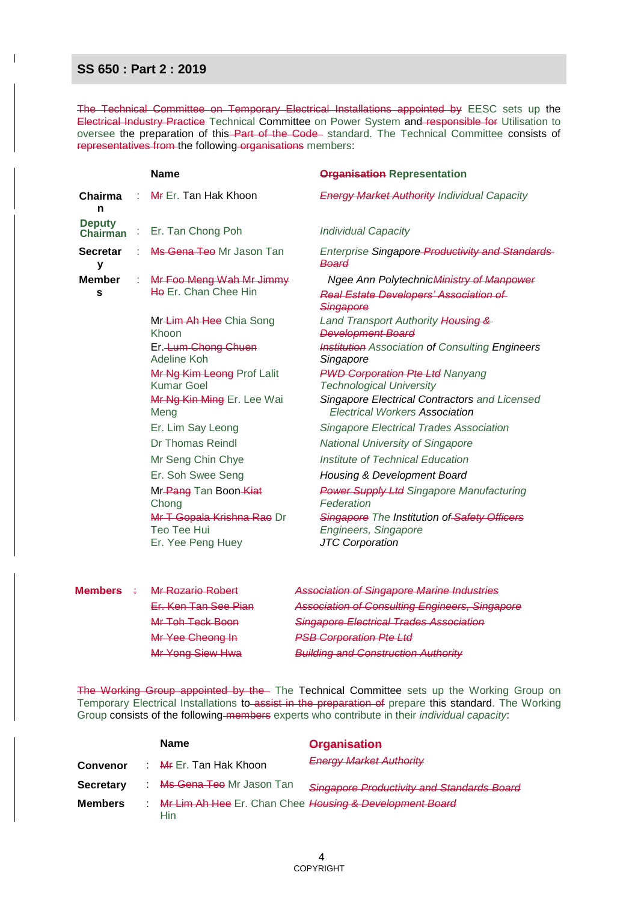~~The Technical Committee on Temporary Electrical Installations appointed by~~ EESC sets up the ~~Electrical Industry Practice~~ Technical Committee on Power System and ~~responsible for~~ Utilisation to oversee the preparation of this ~~Part of the Code~~ standard. The Technical Committee consists of ~~representatives from~~ the following ~~organisations~~ members:

| | | Name | ~~Organisation~~ Representation |
|---|---|---|---|
| **Chairman** | : | ~~Mr~~ Er. Tan Hak Khoon | ~~*Energy Market Authority*~~ *Individual Capacity* |
| **Deputy Chairman** | : | Er. Tan Chong Poh | *Individual Capacity* |
| **Secretary** | : | ~~Ms Gena Teo~~ Mr Jason Tan | *Enterprise Singapore ~~Productivity and Standards Board~~* |
| **Members** | : | ~~Mr Foo Meng Wah Mr Jimmy Ho~~ Er. Chan Chee Hin | *Ngee Ann Polytechnic ~~Ministry of Manpower~~ ~~Real Estate Developers' Association of Singapore~~* |
| | | Mr ~~Lim Ah Hee~~ Chia Song Khoon | *Land Transport Authority ~~Housing & Development Board~~* |
| | | Er. ~~Lum Chong Chuen~~ Adeline Koh | *~~Institution~~ Association of Consulting Engineers Singapore* |
| | | ~~Mr Ng Kim Leong~~ Prof Lalit Kumar Goel | *~~PWD Corporation Pte Ltd~~ Nanyang Technological University* |
| | | ~~Mr Ng Kin Ming~~ Er. Lee Wai Meng | *Singapore Electrical Contractors and Licensed Electrical Workers Association* |
| | | Er. Lim Say Leong | *Singapore Electrical Trades Association* |
| | | Dr Thomas Reindl | *National University of Singapore* |
| | | Mr Seng Chin Chye | *Institute of Technical Education* |
| | | Er. Soh Swee Seng | *Housing & Development Board* |
| | | Mr ~~Pang~~ Tan Boon ~~Kiat~~ Chong | *~~Power Supply Ltd~~ Singapore Manufacturing Federation* |
| | | ~~Mr T Gopala Krishna Rao~~ Dr Teo Tee Hui | *~~Singapore~~ The Institution of ~~Safety Officers~~ Engineers, Singapore* |
| | | Er. Yee Peng Huey | *JTC Corporation* |

| | | | |
|---|---|---|---|
| ~~**Members**~~ | ~~:~~ | ~~Mr Rozario Robert~~ | ~~*Association of Singapore Marine Industries*~~ |
| | | ~~Er. Ken Tan See Pian~~ | ~~*Association of Consulting Engineers, Singapore*~~ |
| | | ~~Mr Toh Teck Boon~~ | ~~*Singapore Electrical Trades Association*~~ |
| | | ~~Mr Yee Cheong In~~ | ~~*PSB Corporation Pte Ltd*~~ |
| | | ~~Mr Yong Siew Hwa~~ | ~~*Building and Construction Authority*~~ |

~~The Working Group appointed by the~~ The Technical Committee sets up the Working Group on Temporary Electrical Installations to ~~assist in the preparation of~~ prepare this standard. The Working Group consists of the following ~~members~~ experts who contribute in their *individual capacity*:

| | | Name | ~~Organisation~~ |
|---|---|---|---|
| **Convenor** | : | ~~Mr~~ Er. Tan Hak Khoon | ~~*Energy Market Authority*~~ |
| **Secretary** | : | ~~Ms Gena Teo~~ Mr Jason Tan | ~~*Singapore Productivity and Standards Board*~~ |
| **Members** | : | ~~Mr Lim Ah Hee~~ Er. Chan Chee Hin | ~~*Housing & Development Board*~~ |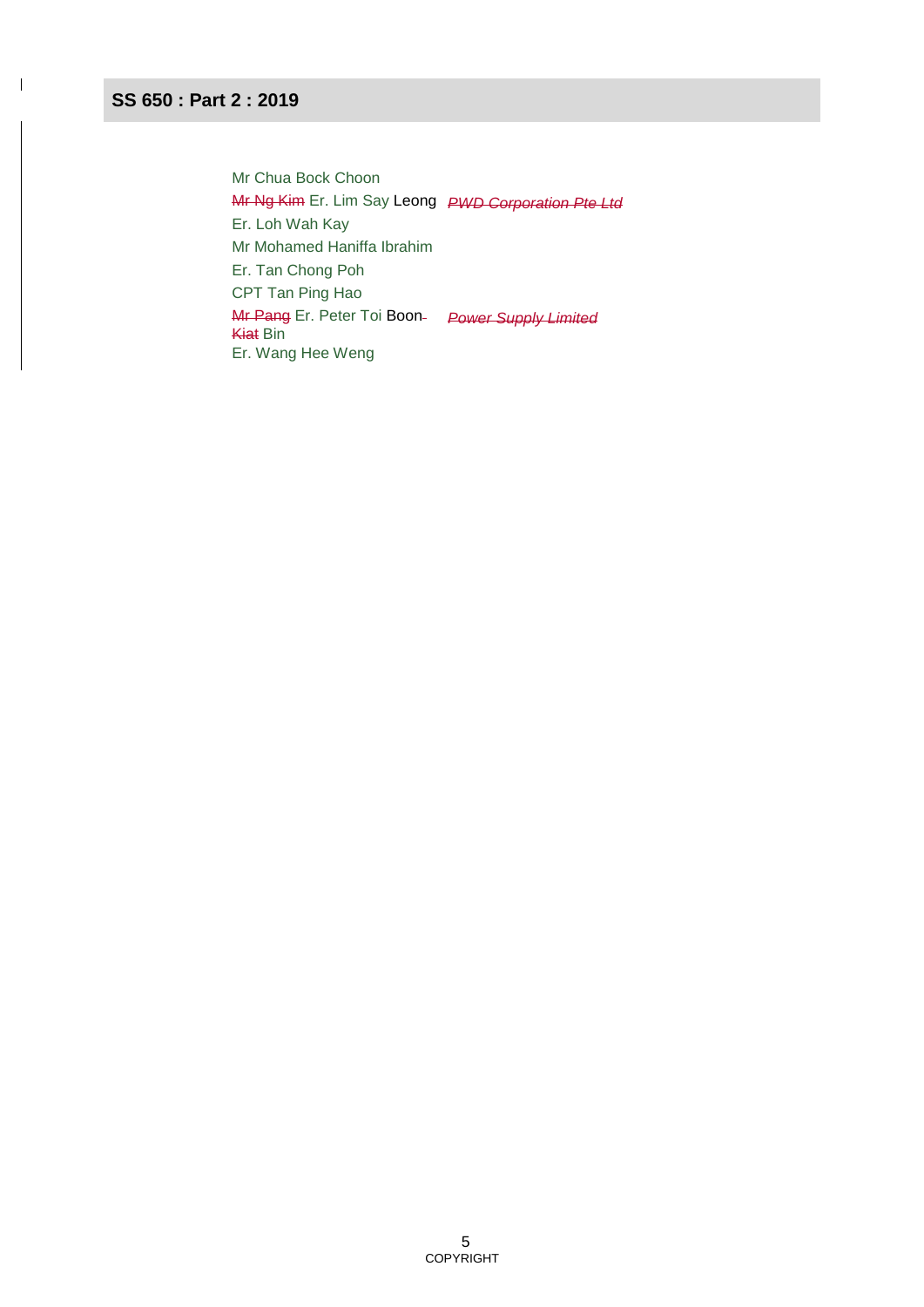Mr Chua Bock Choon

~~Mr Ng Kim~~ Er. Lim Say Leong *~~PWD Corporation Pte Ltd~~*

Er. Loh Wah Kay

Mr Mohamed Haniffa Ibrahim

Er. Tan Chong Poh

CPT Tan Ping Hao

~~Mr Pang~~ Er. Peter Toi Boon~~-Kiat~~ Bin *~~Power Supply Limited~~*

Er. Wang Hee Weng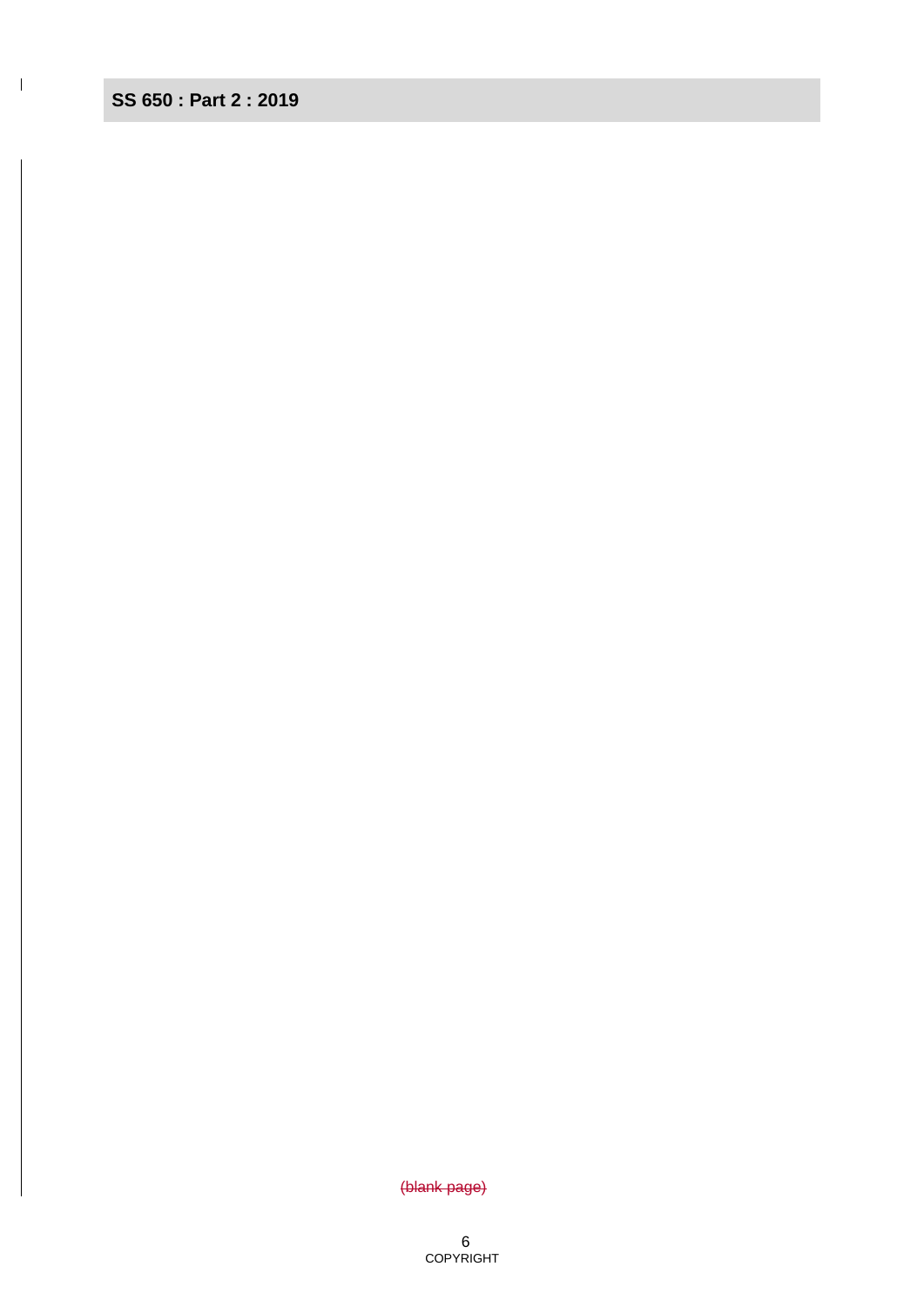~~(blank page)~~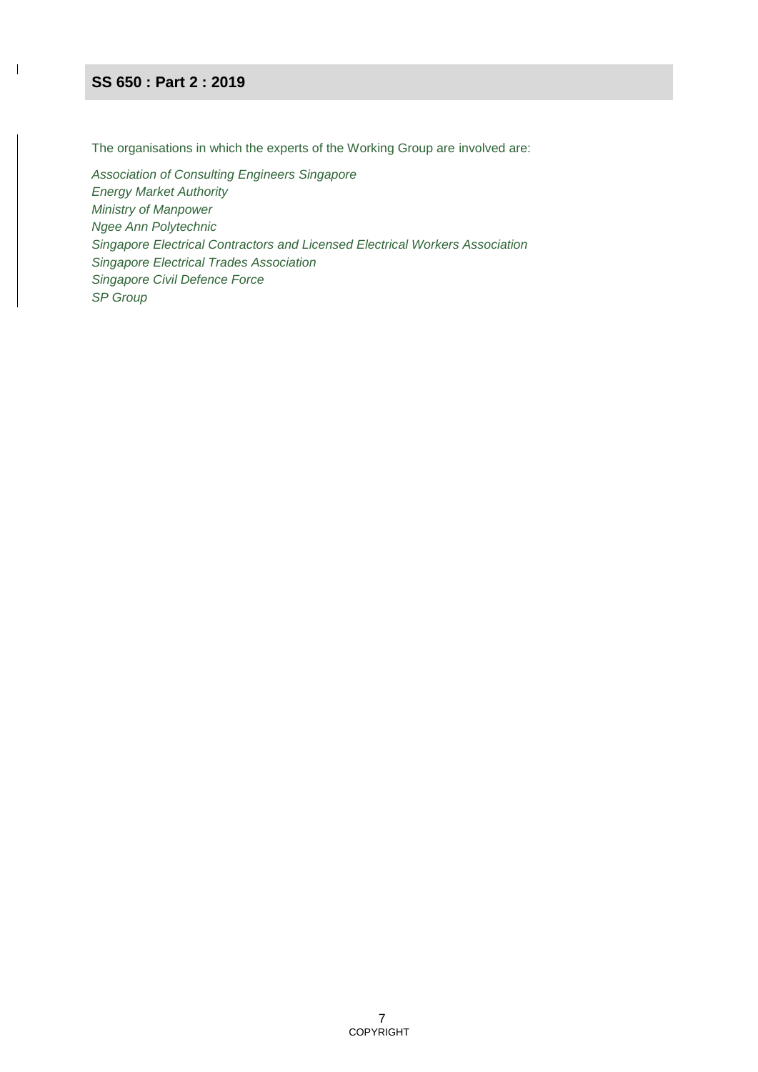The organisations in which the experts of the Working Group are involved are:

*Association of Consulting Engineers Singapore*
*Energy Market Authority*
*Ministry of Manpower*
*Ngee Ann Polytechnic*
*Singapore Electrical Contractors and Licensed Electrical Workers Association*
*Singapore Electrical Trades Association*
*Singapore Civil Defence Force*
*SP Group*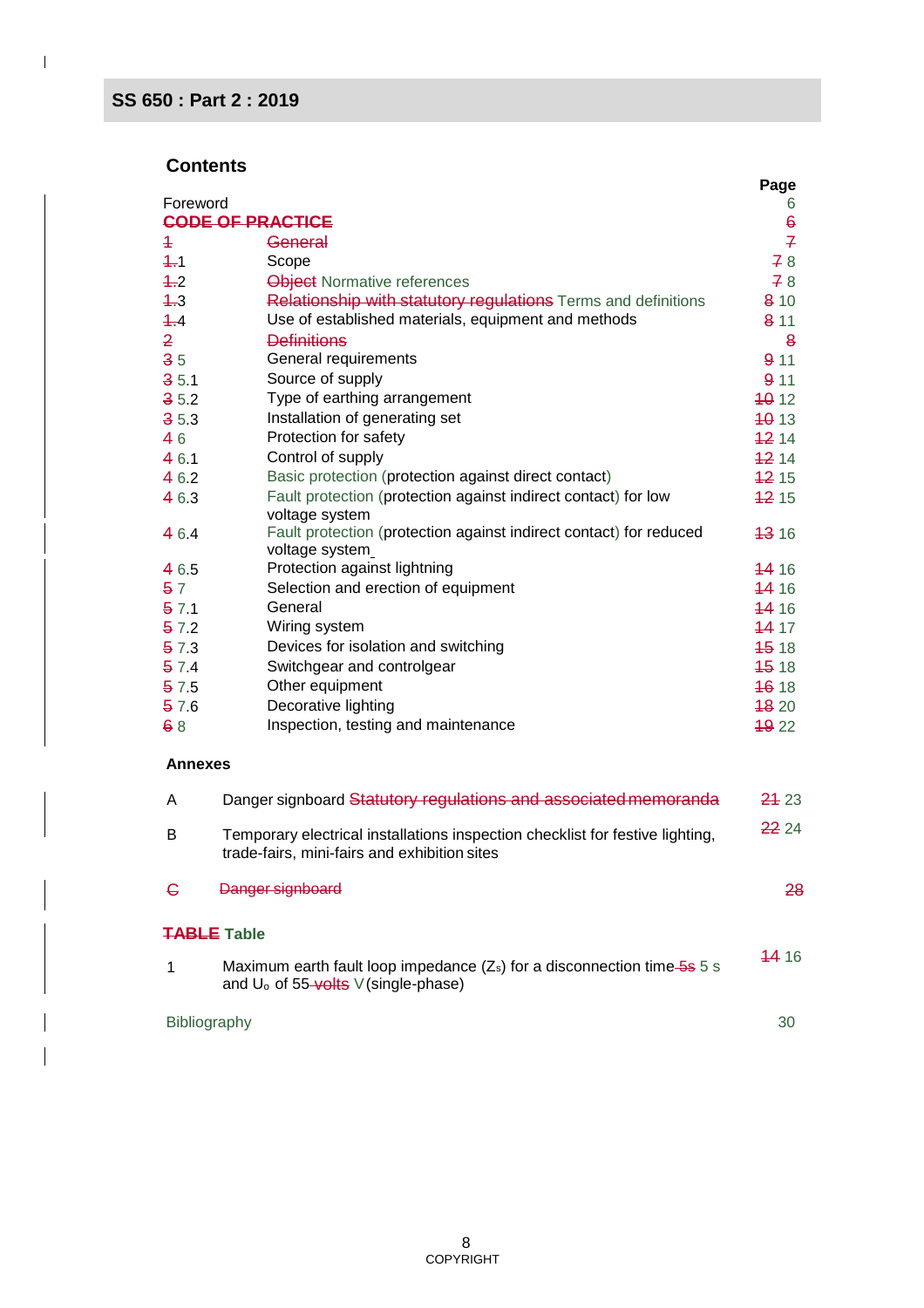## Contents

| | | Page |
|---|---|---|
| Foreword | | 6 |
| ~~CODE OF PRACTICE~~ | | ~~6~~ |
| ~~1~~ | ~~General~~ | ~~7~~ |
| ~~1.~~1 | Scope | ~~7~~ 8 |
| ~~1.~~2 | ~~Object~~ Normative references | ~~7~~ 8 |
| ~~1.~~3 | ~~Relationship with statutory regulations~~ Terms and definitions | ~~8~~ 10 |
| ~~1.~~4 | Use of established materials, equipment and methods | ~~8~~ 11 |
| ~~2~~ | ~~Definitions~~ | ~~8~~ |
| ~~3~~ 5 | General requirements | ~~9~~ 11 |
| ~~3~~ 5.1 | Source of supply | ~~9~~ 11 |
| ~~3~~ 5.2 | Type of earthing arrangement | ~~10~~ 12 |
| ~~3~~ 5.3 | Installation of generating set | ~~10~~ 13 |
| ~~4~~ 6 | Protection for safety | ~~12~~ 14 |
| ~~4~~ 6.1 | Control of supply | ~~12~~ 14 |
| ~~4~~ 6.2 | Basic protection (protection against direct contact) | ~~12~~ 15 |
| ~~4~~ 6.3 | Fault protection (protection against indirect contact) for low voltage system | ~~12~~ 15 |
| ~~4~~ 6.4 | Fault protection (protection against indirect contact) for reduced voltage system | ~~13~~ 16 |
| ~~4~~ 6.5 | Protection against lightning | ~~14~~ 16 |
| ~~5~~ 7 | Selection and erection of equipment | ~~14~~ 16 |
| ~~5~~ 7.1 | General | ~~14~~ 16 |
| ~~5~~ 7.2 | Wiring system | ~~14~~ 17 |
| ~~5~~ 7.3 | Devices for isolation and switching | ~~15~~ 18 |
| ~~5~~ 7.4 | Switchgear and controlgear | ~~15~~ 18 |
| ~~5~~ 7.5 | Other equipment | ~~16~~ 18 |
| ~~5~~ 7.6 | Decorative lighting | ~~18~~ 20 |
| ~~6~~ 8 | Inspection, testing and maintenance | ~~19~~ 22 |

**Annexes**

| | | |
|---|---|---|
| A | Danger signboard ~~Statutory regulations and associated memoranda~~ | ~~21~~ 23 |
| B | Temporary electrical installations inspection checklist for festive lighting, trade-fairs, mini-fairs and exhibition sites | ~~22~~ 24 |
| ~~C~~ | ~~Danger signboard~~ | ~~28~~ |

**~~TABLE~~ Table**

| | | |
|---|---|---|
| 1 | Maximum earth fault loop impedance ($Z_s$) for a disconnection time ~~5s~~ 5 s and $U_o$ of 55 ~~volts~~ V (single-phase) | ~~14~~ 16 |

| | |
|---|---|
| Bibliography | 30 |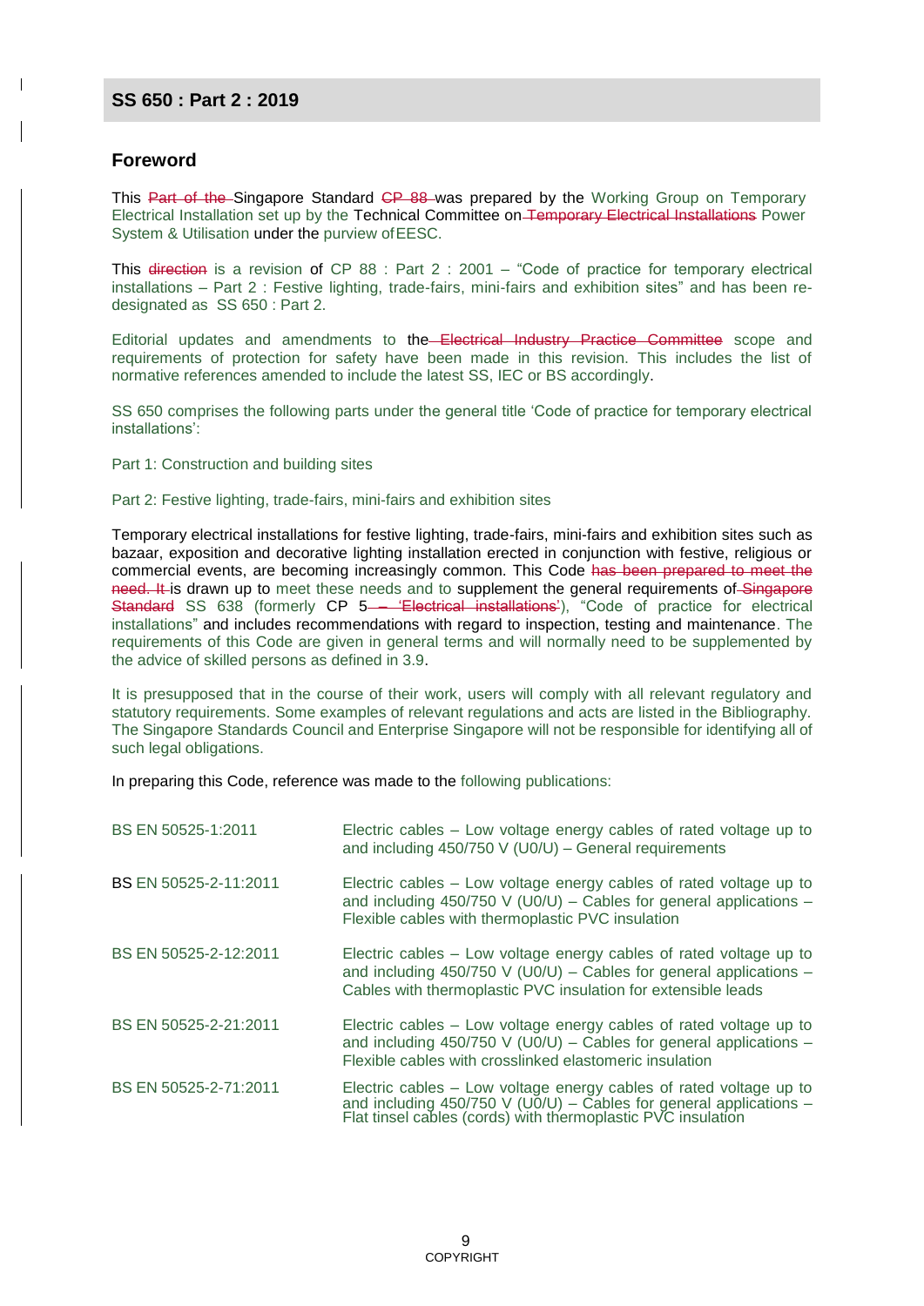## Foreword

This ~~Part of the~~ Singapore Standard ~~CP 88~~ was prepared by the Working Group on Temporary Electrical Installation set up by the Technical Committee on ~~Temporary Electrical Installations~~ Power System & Utilisation under the purview of EESC.

This ~~direction~~ is a revision of CP 88 : Part 2 : 2001 – "Code of practice for temporary electrical installations – Part 2 : Festive lighting, trade-fairs, mini-fairs and exhibition sites" and has been re-designated as SS 650 : Part 2.

Editorial updates and amendments to the ~~Electrical Industry Practice Committee~~ scope and requirements of protection for safety have been made in this revision. This includes the list of normative references amended to include the latest SS, IEC or BS accordingly.

SS 650 comprises the following parts under the general title 'Code of practice for temporary electrical installations':

Part 1: Construction and building sites

Part 2: Festive lighting, trade-fairs, mini-fairs and exhibition sites

Temporary electrical installations for festive lighting, trade-fairs, mini-fairs and exhibition sites such as bazaar, exposition and decorative lighting installation erected in conjunction with festive, religious or commercial events, are becoming increasingly common. This Code ~~has been prepared to meet the need. It~~ is drawn up to meet these needs and to supplement the general requirements of ~~Singapore Standard~~ SS 638 (formerly CP 5 ~~– 'Electrical installations'~~), "Code of practice for electrical installations" and includes recommendations with regard to inspection, testing and maintenance. The requirements of this Code are given in general terms and will normally need to be supplemented by the advice of skilled persons as defined in 3.9.

It is presupposed that in the course of their work, users will comply with all relevant regulatory and statutory requirements. Some examples of relevant regulations and acts are listed in the Bibliography. The Singapore Standards Council and Enterprise Singapore will not be responsible for identifying all of such legal obligations.

In preparing this Code, reference was made to the following publications:

| | |
|---|---|
| BS EN 50525-1:2011 | Electric cables – Low voltage energy cables of rated voltage up to and including 450/750 V (U0/U) – General requirements |
| BS EN 50525-2-11:2011 | Electric cables – Low voltage energy cables of rated voltage up to and including 450/750 V (U0/U) – Cables for general applications – Flexible cables with thermoplastic PVC insulation |
| BS EN 50525-2-12:2011 | Electric cables – Low voltage energy cables of rated voltage up to and including 450/750 V (U0/U) – Cables for general applications – Cables with thermoplastic PVC insulation for extensible leads |
| BS EN 50525-2-21:2011 | Electric cables – Low voltage energy cables of rated voltage up to and including 450/750 V (U0/U) – Cables for general applications – Flexible cables with crosslinked elastomeric insulation |
| BS EN 50525-2-71:2011 | Electric cables – Low voltage energy cables of rated voltage up to and including 450/750 V (U0/U) – Cables for general applications – Flat tinsel cables (cords) with thermoplastic PVC insulation |